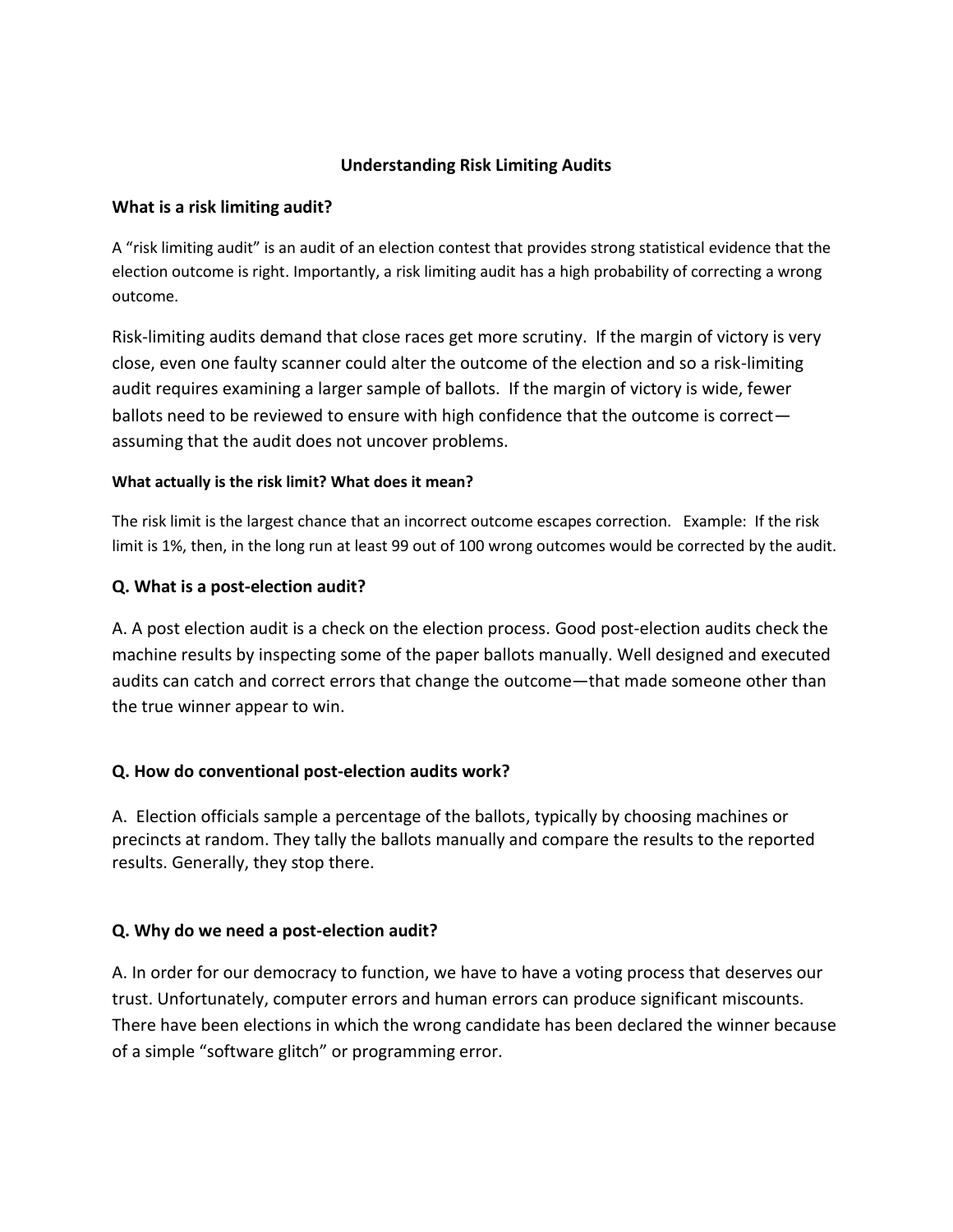# Understanding Risk Limiting Audits

## What is a risk limiting audit?

A "risk limiting audit" is an audit of an election contest that provides strong statistical evidence that the election outcome is right. Importantly, a risk limiting audit has a high probability of correcting a wrong outcome.

Risk-limiting audits demand that close races get more scrutiny. If the margin of victory is very close, even one faulty scanner could alter the outcome of the election and so a risk-limiting audit requires examining a larger sample of ballots. If the margin of victory is wide, fewer ballots need to be reviewed to ensure with high confidence that the outcome is correct—assuming that the audit does not uncover problems.

### What actually is the risk limit? What does it mean?

The risk limit is the largest chance that an incorrect outcome escapes correction. Example: If the risk limit is 1%, then, in the long run at least 99 out of 100 wrong outcomes would be corrected by the audit.

## Q. What is a post-election audit?

A. A post election audit is a check on the election process. Good post-election audits check the machine results by inspecting some of the paper ballots manually. Well designed and executed audits can catch and correct errors that change the outcome—that made someone other than the true winner appear to win.

## Q. How do conventional post-election audits work?

A. Election officials sample a percentage of the ballots, typically by choosing machines or precincts at random. They tally the ballots manually and compare the results to the reported results. Generally, they stop there.

## Q. Why do we need a post-election audit?

A. In order for our democracy to function, we have to have a voting process that deserves our trust. Unfortunately, computer errors and human errors can produce significant miscounts. There have been elections in which the wrong candidate has been declared the winner because of a simple "software glitch" or programming error.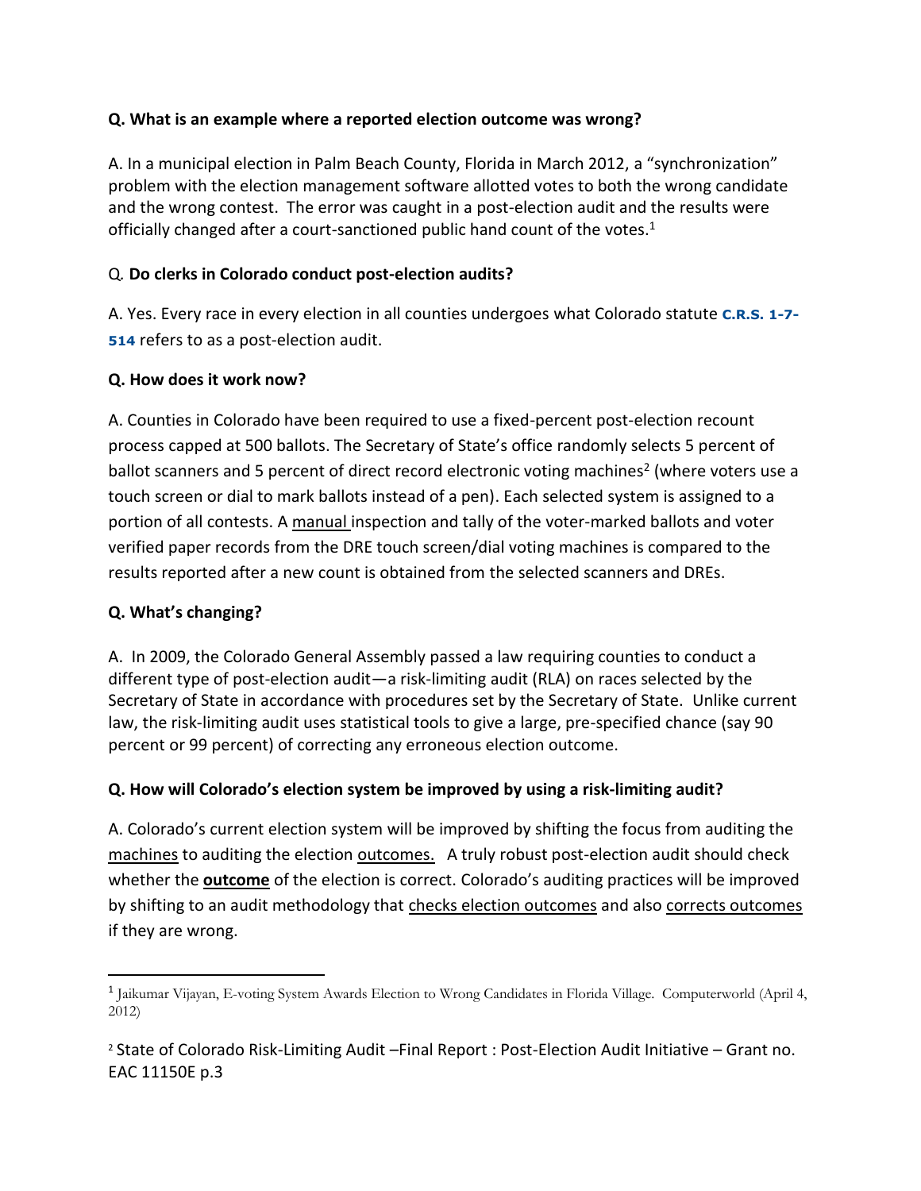**Q. What is an example where a reported election outcome was wrong?**

A. In a municipal election in Palm Beach County, Florida in March 2012, a "synchronization" problem with the election management software allotted votes to both the wrong candidate and the wrong contest. The error was caught in a post-election audit and the results were officially changed after a court-sanctioned public hand count of the votes.[1]

Q. **Do clerks in Colorado conduct post-election audits?**

A. Yes. Every race in every election in all counties undergoes what Colorado statute **C.R.S. 1-7-514** refers to as a post-election audit.

**Q. How does it work now?**

A. Counties in Colorado have been required to use a fixed-percent post-election recount process capped at 500 ballots. The Secretary of State's office randomly selects 5 percent of ballot scanners and 5 percent of direct record electronic voting machines[2] (where voters use a touch screen or dial to mark ballots instead of a pen). Each selected system is assigned to a portion of all contests. A <u>manual</u> inspection and tally of the voter-marked ballots and voter verified paper records from the DRE touch screen/dial voting machines is compared to the results reported after a new count is obtained from the selected scanners and DREs.

**Q. What's changing?**

A. In 2009, the Colorado General Assembly passed a law requiring counties to conduct a different type of post-election audit—a risk-limiting audit (RLA) on races selected by the Secretary of State in accordance with procedures set by the Secretary of State. Unlike current law, the risk-limiting audit uses statistical tools to give a large, pre-specified chance (say 90 percent or 99 percent) of correcting any erroneous election outcome.

**Q. How will Colorado's election system be improved by using a risk-limiting audit?**

A. Colorado's current election system will be improved by shifting the focus from auditing the <u>machines</u> to auditing the election <u>outcomes.</u> A truly robust post-election audit should check whether the **<u>outcome</u>** of the election is correct. Colorado's auditing practices will be improved by shifting to an audit methodology that <u>checks election outcomes</u> and also <u>corrects outcomes</u> if they are wrong.

---

[1] Jaikumar Vijayan, E-voting System Awards Election to Wrong Candidates in Florida Village. Computerworld (April 4, 2012)

[2] State of Colorado Risk-Limiting Audit –Final Report : Post-Election Audit Initiative – Grant no. EAC 11150E p.3